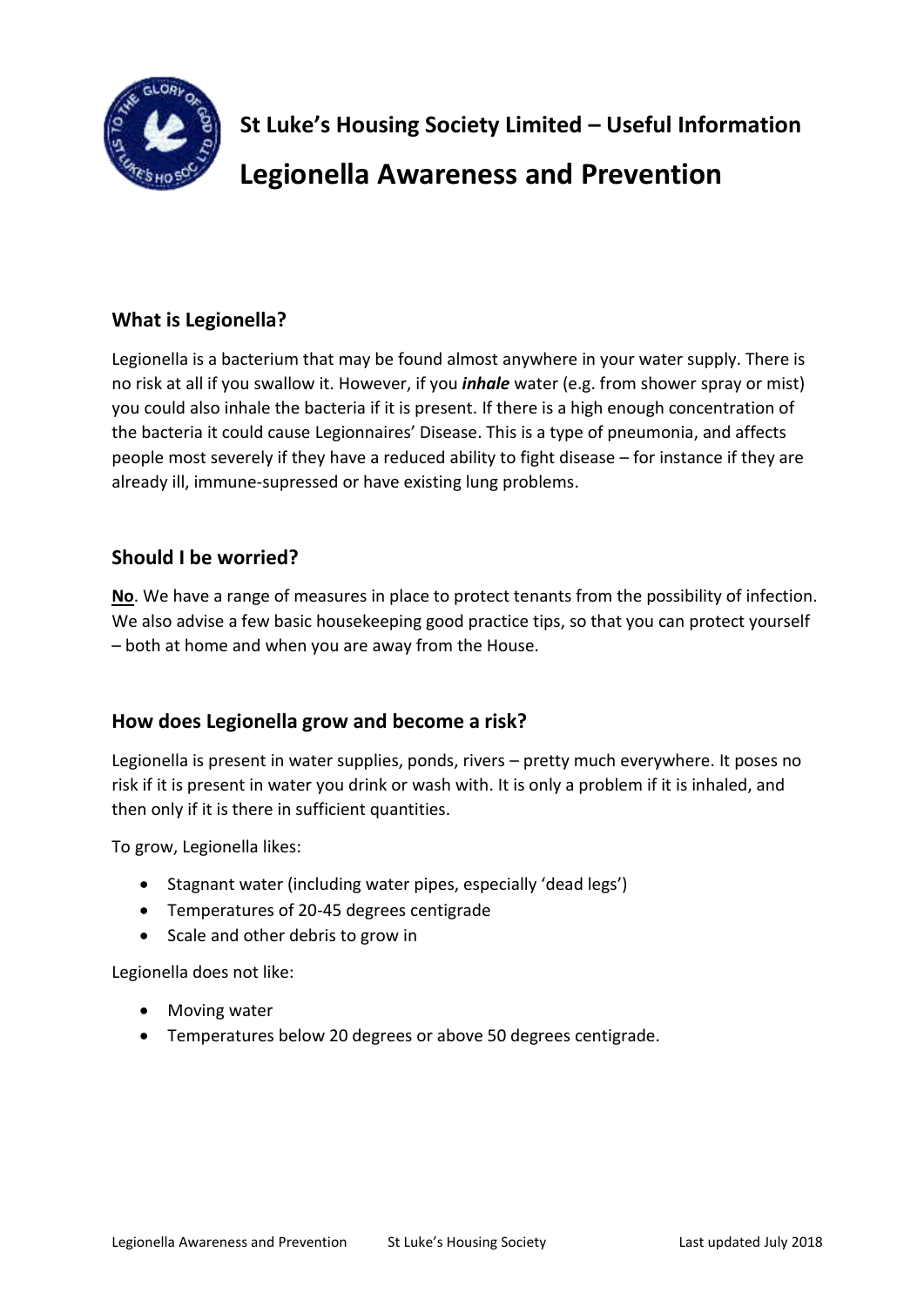**St Luke's Housing Society Limited – Useful Information**

# Legionella Awareness and Prevention

## What is Legionella?

Legionella is a bacterium that may be found almost anywhere in your water supply. There is no risk at all if you swallow it. However, if you ***inhale*** water (e.g. from shower spray or mist) you could also inhale the bacteria if it is present. If there is a high enough concentration of the bacteria it could cause Legionnaires' Disease. This is a type of pneumonia, and affects people most severely if they have a reduced ability to fight disease – for instance if they are already ill, immune-supressed or have existing lung problems.

## Should I be worried?

**No**. We have a range of measures in place to protect tenants from the possibility of infection. We also advise a few basic housekeeping good practice tips, so that you can protect yourself – both at home and when you are away from the House.

## How does Legionella grow and become a risk?

Legionella is present in water supplies, ponds, rivers – pretty much everywhere. It poses no risk if it is present in water you drink or wash with. It is only a problem if it is inhaled, and then only if it is there in sufficient quantities.

To grow, Legionella likes:

- Stagnant water (including water pipes, especially 'dead legs')
- Temperatures of 20-45 degrees centigrade
- Scale and other debris to grow in

Legionella does not like:

- Moving water
- Temperatures below 20 degrees or above 50 degrees centigrade.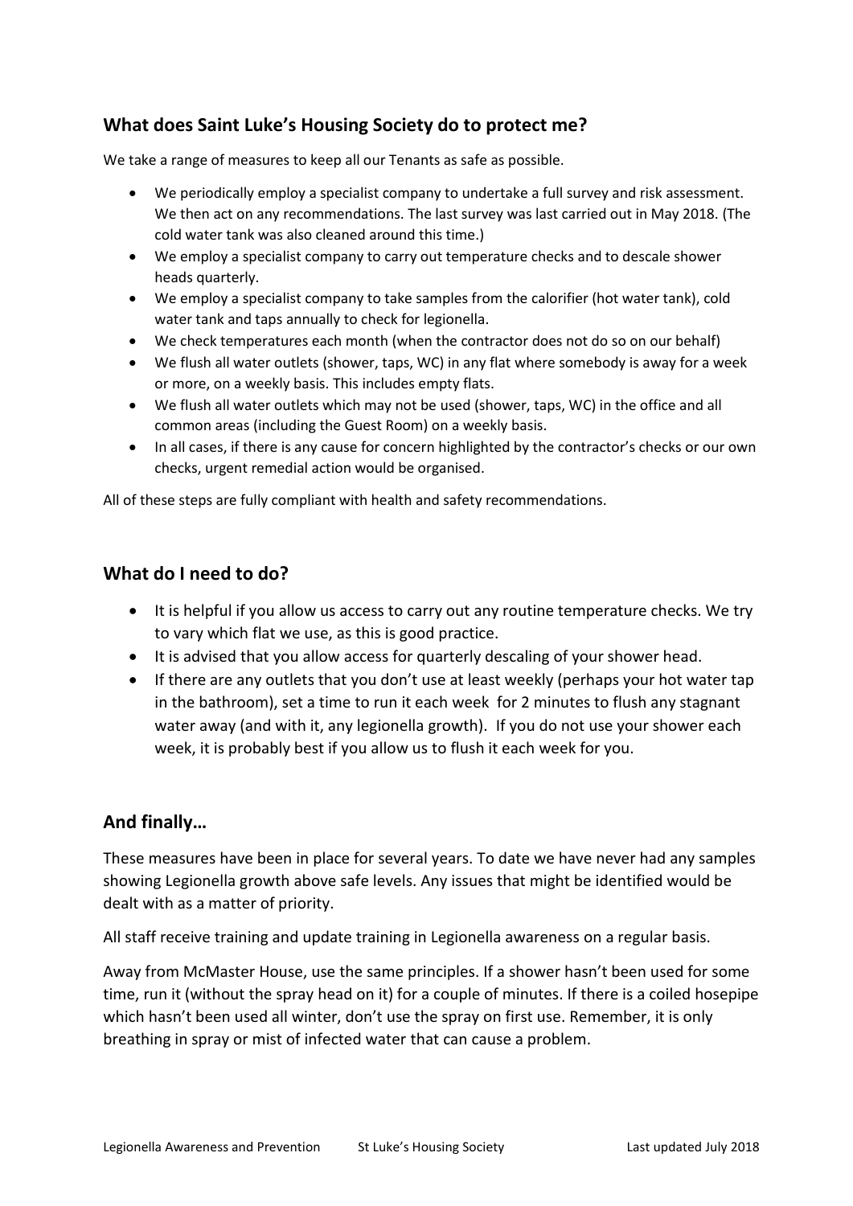## What does Saint Luke's Housing Society do to protect me?

We take a range of measures to keep all our Tenants as safe as possible.

- We periodically employ a specialist company to undertake a full survey and risk assessment. We then act on any recommendations. The last survey was last carried out in May 2018. (The cold water tank was also cleaned around this time.)
- We employ a specialist company to carry out temperature checks and to descale shower heads quarterly.
- We employ a specialist company to take samples from the calorifier (hot water tank), cold water tank and taps annually to check for legionella.
- We check temperatures each month (when the contractor does not do so on our behalf)
- We flush all water outlets (shower, taps, WC) in any flat where somebody is away for a week or more, on a weekly basis. This includes empty flats.
- We flush all water outlets which may not be used (shower, taps, WC) in the office and all common areas (including the Guest Room) on a weekly basis.
- In all cases, if there is any cause for concern highlighted by the contractor's checks or our own checks, urgent remedial action would be organised.

All of these steps are fully compliant with health and safety recommendations.

## What do I need to do?

- It is helpful if you allow us access to carry out any routine temperature checks. We try to vary which flat we use, as this is good practice.
- It is advised that you allow access for quarterly descaling of your shower head.
- If there are any outlets that you don't use at least weekly (perhaps your hot water tap in the bathroom), set a time to run it each week for 2 minutes to flush any stagnant water away (and with it, any legionella growth). If you do not use your shower each week, it is probably best if you allow us to flush it each week for you.

## And finally…

These measures have been in place for several years. To date we have never had any samples showing Legionella growth above safe levels. Any issues that might be identified would be dealt with as a matter of priority.

All staff receive training and update training in Legionella awareness on a regular basis.

Away from McMaster House, use the same principles. If a shower hasn't been used for some time, run it (without the spray head on it) for a couple of minutes. If there is a coiled hosepipe which hasn't been used all winter, don't use the spray on first use. Remember, it is only breathing in spray or mist of infected water that can cause a problem.